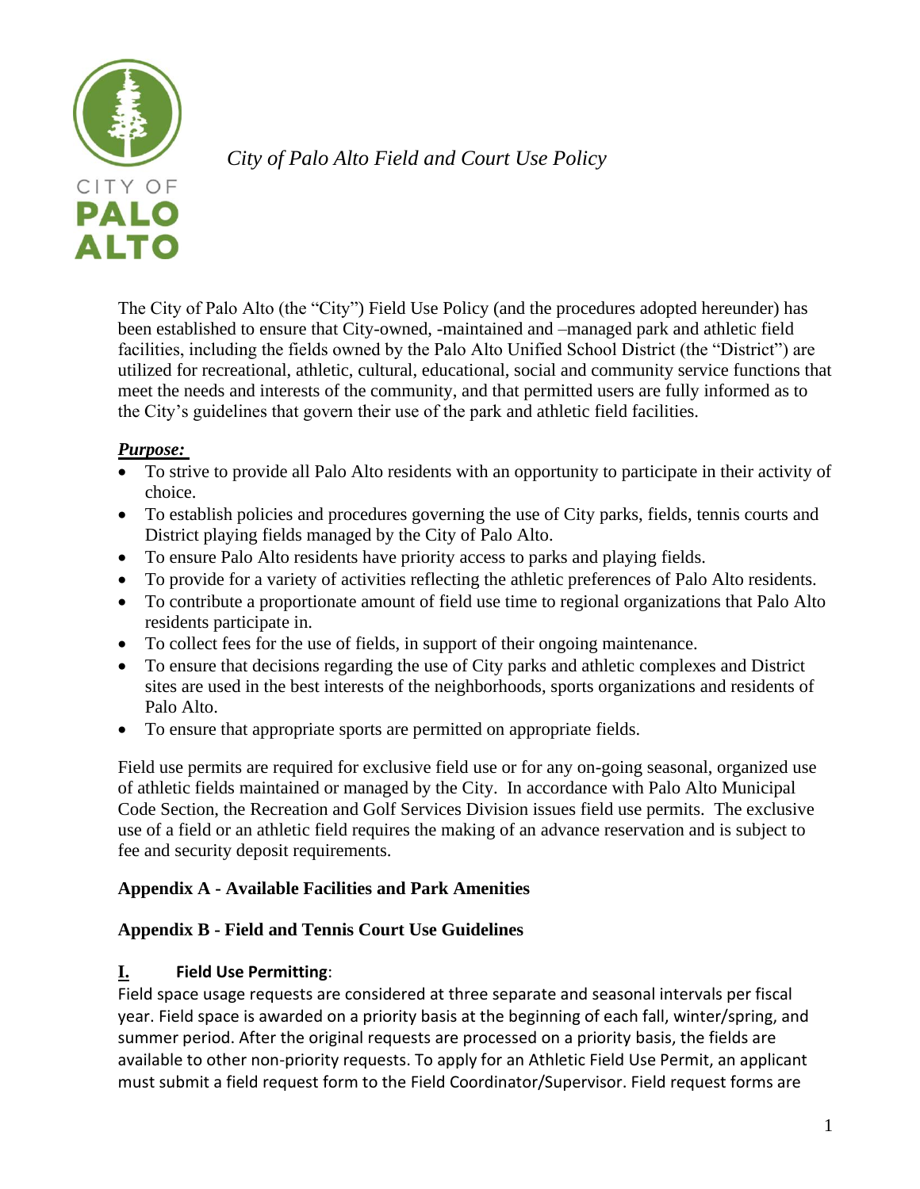*City of Palo Alto Field and Court Use Policy*

The City of Palo Alto (the "City") Field Use Policy (and the procedures adopted hereunder) has been established to ensure that City-owned, -maintained and –managed park and athletic field facilities, including the fields owned by the Palo Alto Unified School District (the "District") are utilized for recreational, athletic, cultural, educational, social and community service functions that meet the needs and interests of the community, and that permitted users are fully informed as to the City's guidelines that govern their use of the park and athletic field facilities.

***Purpose:***

- To strive to provide all Palo Alto residents with an opportunity to participate in their activity of choice.
- To establish policies and procedures governing the use of City parks, fields, tennis courts and District playing fields managed by the City of Palo Alto.
- To ensure Palo Alto residents have priority access to parks and playing fields.
- To provide for a variety of activities reflecting the athletic preferences of Palo Alto residents.
- To contribute a proportionate amount of field use time to regional organizations that Palo Alto residents participate in.
- To collect fees for the use of fields, in support of their ongoing maintenance.
- To ensure that decisions regarding the use of City parks and athletic complexes and District sites are used in the best interests of the neighborhoods, sports organizations and residents of Palo Alto.
- To ensure that appropriate sports are permitted on appropriate fields.

Field use permits are required for exclusive field use or for any on-going seasonal, organized use of athletic fields maintained or managed by the City. In accordance with Palo Alto Municipal Code Section, the Recreation and Golf Services Division issues field use permits. The exclusive use of a field or an athletic field requires the making of an advance reservation and is subject to fee and security deposit requirements.

**Appendix A - Available Facilities and Park Amenities**

**Appendix B - Field and Tennis Court Use Guidelines**

## I. Field Use Permitting:

Field space usage requests are considered at three separate and seasonal intervals per fiscal year. Field space is awarded on a priority basis at the beginning of each fall, winter/spring, and summer period. After the original requests are processed on a priority basis, the fields are available to other non-priority requests. To apply for an Athletic Field Use Permit, an applicant must submit a field request form to the Field Coordinator/Supervisor. Field request forms are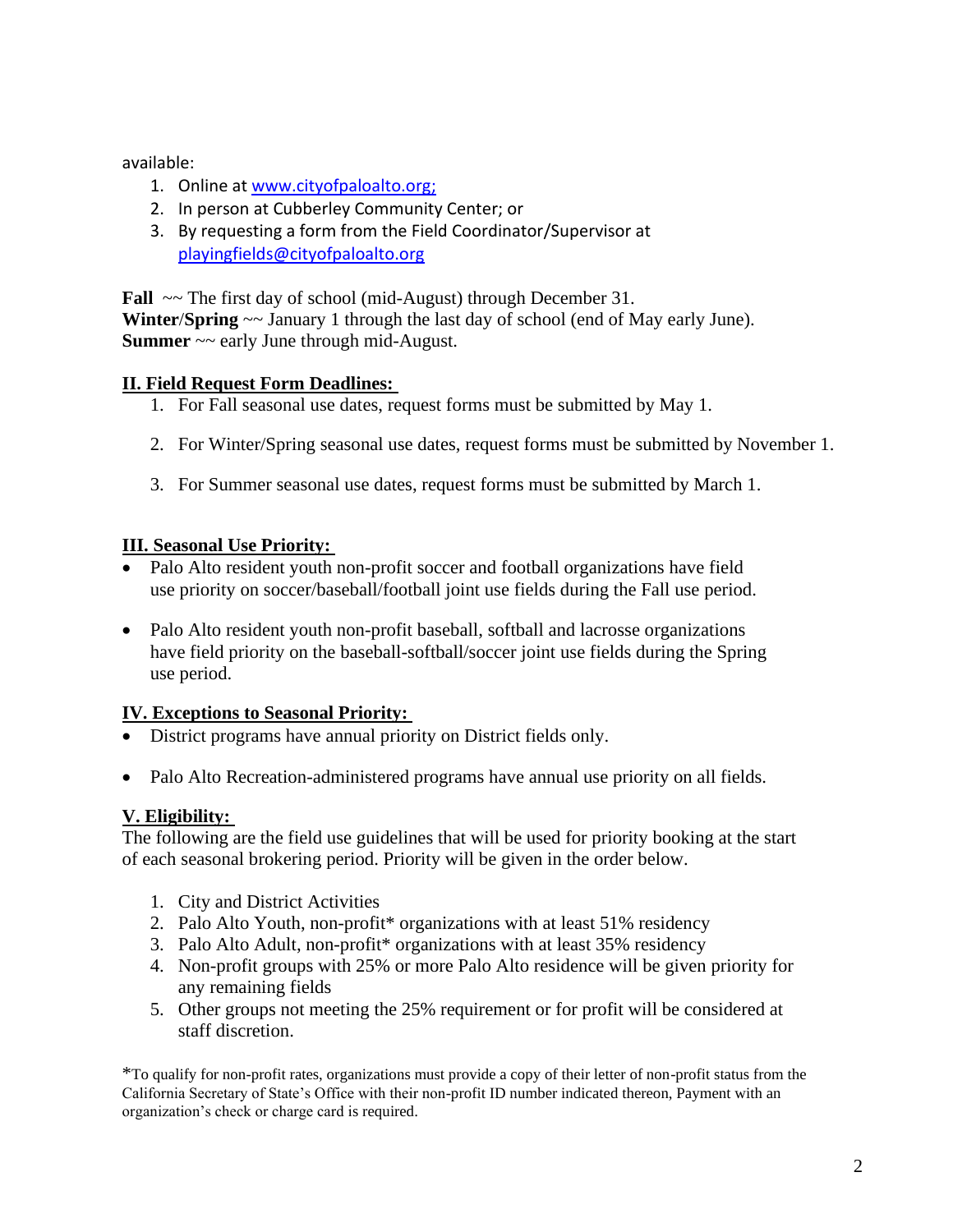available:

1. Online at [www.cityofpaloalto.org;](http://www.cityofpaloalto.org)
2. In person at Cubberley Community Center; or
3. By requesting a form from the Field Coordinator/Supervisor at [playingfields@cityofpaloalto.org](mailto:playingfields@cityofpaloalto.org)

**Fall** ~~ The first day of school (mid-August) through December 31.
**Winter**/**Spring** ~~ January 1 through the last day of school (end of May early June).
**Summer** ~~ early June through mid-August.

## II. Field Request Form Deadlines:

1. For Fall seasonal use dates, request forms must be submitted by May 1.
2. For Winter/Spring seasonal use dates, request forms must be submitted by November 1.
3. For Summer seasonal use dates, request forms must be submitted by March 1.

## III. Seasonal Use Priority:

- Palo Alto resident youth non-profit soccer and football organizations have field use priority on soccer/baseball/football joint use fields during the Fall use period.
- Palo Alto resident youth non-profit baseball, softball and lacrosse organizations have field priority on the baseball-softball/soccer joint use fields during the Spring use period.

## IV. Exceptions to Seasonal Priority:

- District programs have annual priority on District fields only.
- Palo Alto Recreation-administered programs have annual use priority on all fields.

## V. Eligibility:

The following are the field use guidelines that will be used for priority booking at the start of each seasonal brokering period. Priority will be given in the order below.

1. City and District Activities
2. Palo Alto Youth, non-profit* organizations with at least 51% residency
3. Palo Alto Adult, non-profit* organizations with at least 35% residency
4. Non-profit groups with 25% or more Palo Alto residence will be given priority for any remaining fields
5. Other groups not meeting the 25% requirement or for profit will be considered at staff discretion.

*To qualify for non-profit rates, organizations must provide a copy of their letter of non-profit status from the California Secretary of State's Office with their non-profit ID number indicated thereon, Payment with an organization's check or charge card is required.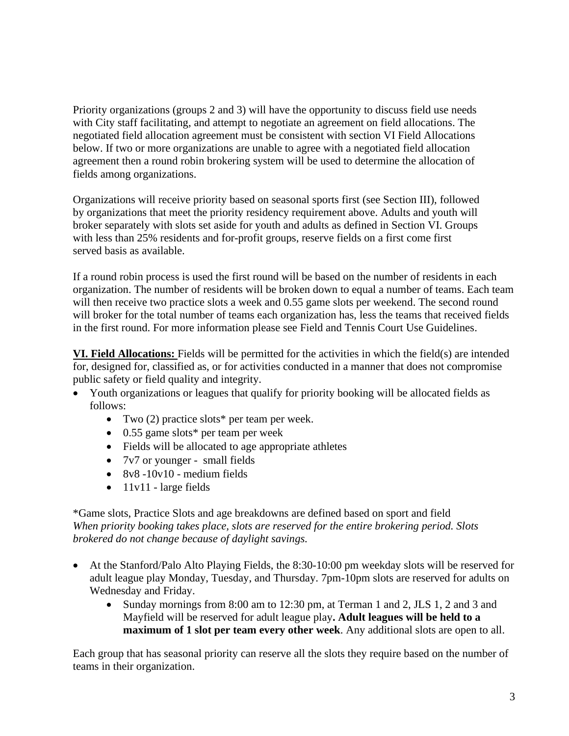Priority organizations (groups 2 and 3) will have the opportunity to discuss field use needs with City staff facilitating, and attempt to negotiate an agreement on field allocations. The negotiated field allocation agreement must be consistent with section VI Field Allocations below. If two or more organizations are unable to agree with a negotiated field allocation agreement then a round robin brokering system will be used to determine the allocation of fields among organizations.

Organizations will receive priority based on seasonal sports first (see Section III), followed by organizations that meet the priority residency requirement above. Adults and youth will broker separately with slots set aside for youth and adults as defined in Section VI. Groups with less than 25% residents and for-profit groups, reserve fields on a first come first served basis as available.

If a round robin process is used the first round will be based on the number of residents in each organization. The number of residents will be broken down to equal a number of teams. Each team will then receive two practice slots a week and 0.55 game slots per weekend. The second round will broker for the total number of teams each organization has, less the teams that received fields in the first round. For more information please see Field and Tennis Court Use Guidelines.

**VI. Field Allocations:** Fields will be permitted for the activities in which the field(s) are intended for, designed for, classified as, or for activities conducted in a manner that does not compromise public safety or field quality and integrity.

- Youth organizations or leagues that qualify for priority booking will be allocated fields as follows:
  - Two (2) practice slots* per team per week.
  - 0.55 game slots* per team per week
  - Fields will be allocated to age appropriate athletes
  - 7v7 or younger - small fields
  - 8v8 -10v10 - medium fields
  - 11v11 - large fields

*Game slots, Practice Slots and age breakdowns are defined based on sport and field
*When priority booking takes place, slots are reserved for the entire brokering period. Slots brokered do not change because of daylight savings.*

- At the Stanford/Palo Alto Playing Fields, the 8:30-10:00 pm weekday slots will be reserved for adult league play Monday, Tuesday, and Thursday. 7pm-10pm slots are reserved for adults on Wednesday and Friday.
  - Sunday mornings from 8:00 am to 12:30 pm, at Terman 1 and 2, JLS 1, 2 and 3 and Mayfield will be reserved for adult league play**. Adult leagues will be held to a maximum of 1 slot per team every other week**. Any additional slots are open to all.

Each group that has seasonal priority can reserve all the slots they require based on the number of teams in their organization.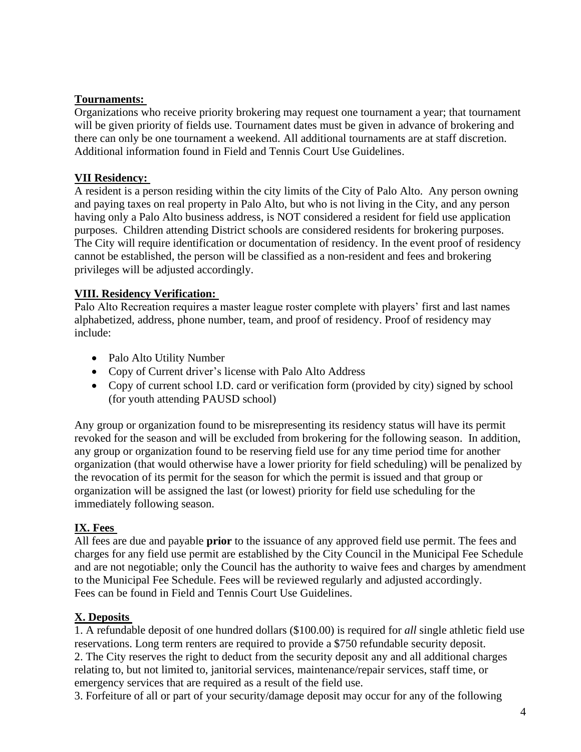**Tournaments:**

Organizations who receive priority brokering may request one tournament a year; that tournament will be given priority of fields use. Tournament dates must be given in advance of brokering and there can only be one tournament a weekend. All additional tournaments are at staff discretion. Additional information found in Field and Tennis Court Use Guidelines.

**VII Residency:**

A resident is a person residing within the city limits of the City of Palo Alto. Any person owning and paying taxes on real property in Palo Alto, but who is not living in the City, and any person having only a Palo Alto business address, is NOT considered a resident for field use application purposes. Children attending District schools are considered residents for brokering purposes. The City will require identification or documentation of residency. In the event proof of residency cannot be established, the person will be classified as a non-resident and fees and brokering privileges will be adjusted accordingly.

**VIII. Residency Verification:**

Palo Alto Recreation requires a master league roster complete with players' first and last names alphabetized, address, phone number, team, and proof of residency. Proof of residency may include:

- Palo Alto Utility Number
- Copy of Current driver's license with Palo Alto Address
- Copy of current school I.D. card or verification form (provided by city) signed by school (for youth attending PAUSD school)

Any group or organization found to be misrepresenting its residency status will have its permit revoked for the season and will be excluded from brokering for the following season. In addition, any group or organization found to be reserving field use for any time period time for another organization (that would otherwise have a lower priority for field scheduling) will be penalized by the revocation of its permit for the season for which the permit is issued and that group or organization will be assigned the last (or lowest) priority for field use scheduling for the immediately following season.

**IX. Fees**

All fees are due and payable **prior** to the issuance of any approved field use permit. The fees and charges for any field use permit are established by the City Council in the Municipal Fee Schedule and are not negotiable; only the Council has the authority to waive fees and charges by amendment to the Municipal Fee Schedule. Fees will be reviewed regularly and adjusted accordingly. Fees can be found in Field and Tennis Court Use Guidelines.

**X. Deposits**

1. A refundable deposit of one hundred dollars ($100.00) is required for *all* single athletic field use reservations. Long term renters are required to provide a $750 refundable security deposit.
2. The City reserves the right to deduct from the security deposit any and all additional charges relating to, but not limited to, janitorial services, maintenance/repair services, staff time, or emergency services that are required as a result of the field use.
3. Forfeiture of all or part of your security/damage deposit may occur for any of the following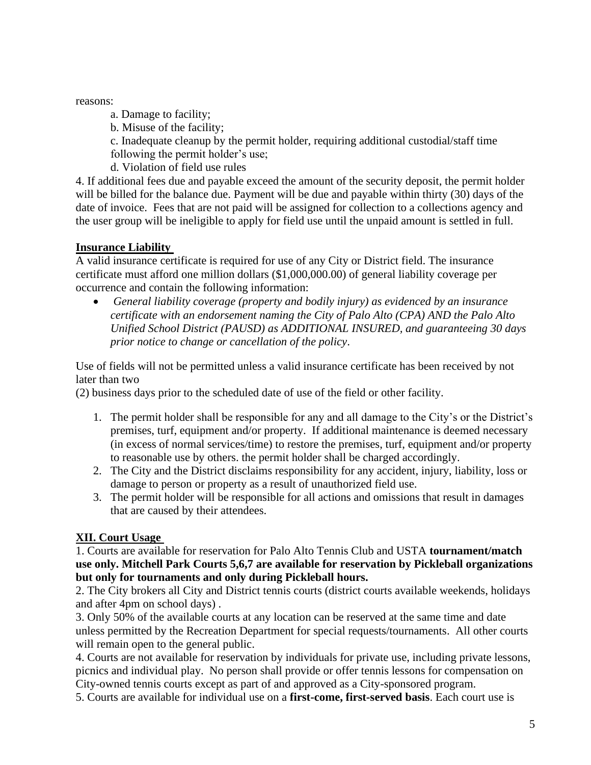reasons:

a. Damage to facility;

b. Misuse of the facility;

c. Inadequate cleanup by the permit holder, requiring additional custodial/staff time following the permit holder's use;

d. Violation of field use rules

4. If additional fees due and payable exceed the amount of the security deposit, the permit holder will be billed for the balance due. Payment will be due and payable within thirty (30) days of the date of invoice. Fees that are not paid will be assigned for collection to a collections agency and the user group will be ineligible to apply for field use until the unpaid amount is settled in full.

**Insurance Liability**

A valid insurance certificate is required for use of any City or District field. The insurance certificate must afford one million dollars ($1,000,000.00) of general liability coverage per occurrence and contain the following information:

- *General liability coverage (property and bodily injury) as evidenced by an insurance certificate with an endorsement naming the City of Palo Alto (CPA) AND the Palo Alto Unified School District (PAUSD) as ADDITIONAL INSURED, and guaranteeing 30 days prior notice to change or cancellation of the policy*.

Use of fields will not be permitted unless a valid insurance certificate has been received by not later than two

(2) business days prior to the scheduled date of use of the field or other facility.

1. The permit holder shall be responsible for any and all damage to the City's or the District's premises, turf, equipment and/or property. If additional maintenance is deemed necessary (in excess of normal services/time) to restore the premises, turf, equipment and/or property to reasonable use by others. the permit holder shall be charged accordingly.
2. The City and the District disclaims responsibility for any accident, injury, liability, loss or damage to person or property as a result of unauthorized field use.
3. The permit holder will be responsible for all actions and omissions that result in damages that are caused by their attendees.

**XII. Court Usage**

1. Courts are available for reservation for Palo Alto Tennis Club and USTA **tournament/match use only. Mitchell Park Courts 5,6,7 are available for reservation by Pickleball organizations but only for tournaments and only during Pickleball hours.**

2. The City brokers all City and District tennis courts (district courts available weekends, holidays and after 4pm on school days) .

3. Only 50% of the available courts at any location can be reserved at the same time and date unless permitted by the Recreation Department for special requests/tournaments. All other courts will remain open to the general public.

4. Courts are not available for reservation by individuals for private use, including private lessons, picnics and individual play. No person shall provide or offer tennis lessons for compensation on City-owned tennis courts except as part of and approved as a City-sponsored program.

5. Courts are available for individual use on a **first-come, first-served basis**. Each court use is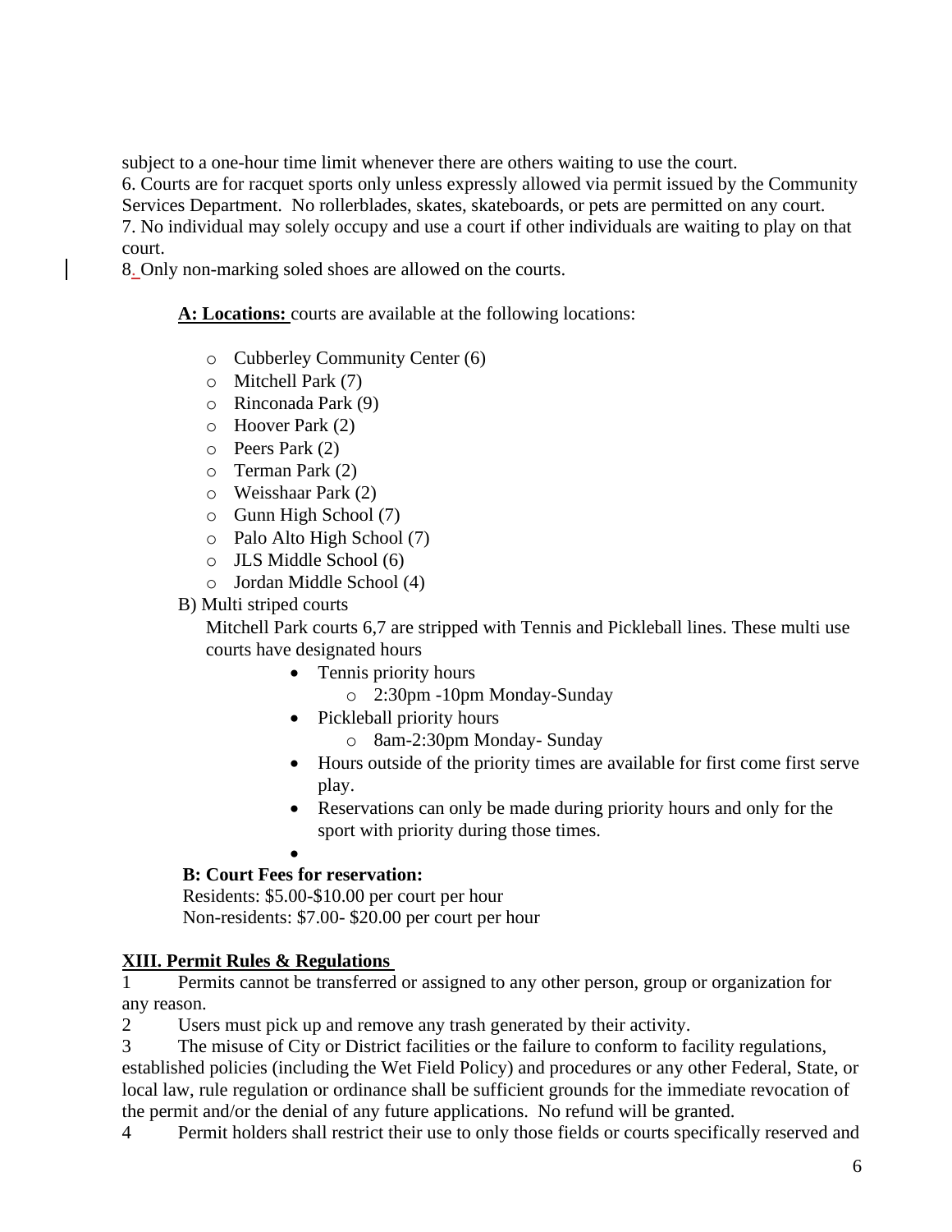subject to a one-hour time limit whenever there are others waiting to use the court.

6. Courts are for racquet sports only unless expressly allowed via permit issued by the Community Services Department. No rollerblades, skates, skateboards, or pets are permitted on any court.

7. No individual may solely occupy and use a court if other individuals are waiting to play on that court.

8. Only non-marking soled shoes are allowed on the courts.

**A: Locations:** courts are available at the following locations:

- Cubberley Community Center (6)
- Mitchell Park (7)
- Rinconada Park (9)
- Hoover Park (2)
- Peers Park (2)
- Terman Park (2)
- Weisshaar Park (2)
- Gunn High School (7)
- Palo Alto High School (7)
- JLS Middle School (6)
- Jordan Middle School (4)

B) Multi striped courts

Mitchell Park courts 6,7 are stripped with Tennis and Pickleball lines. These multi use courts have designated hours

- Tennis priority hours
  - 2:30pm -10pm Monday-Sunday
- Pickleball priority hours
  - 8am-2:30pm Monday- Sunday
- Hours outside of the priority times are available for first come first serve play.
- Reservations can only be made during priority hours and only for the sport with priority during those times.

**B: Court Fees for reservation:**

Residents: $5.00-$10.00 per court per hour
Non-residents: $7.00- $20.00 per court per hour

## XIII. Permit Rules & Regulations

1 Permits cannot be transferred or assigned to any other person, group or organization for any reason.

2 Users must pick up and remove any trash generated by their activity.

3 The misuse of City or District facilities or the failure to conform to facility regulations, established policies (including the Wet Field Policy) and procedures or any other Federal, State, or local law, rule regulation or ordinance shall be sufficient grounds for the immediate revocation of the permit and/or the denial of any future applications. No refund will be granted.

4 Permit holders shall restrict their use to only those fields or courts specifically reserved and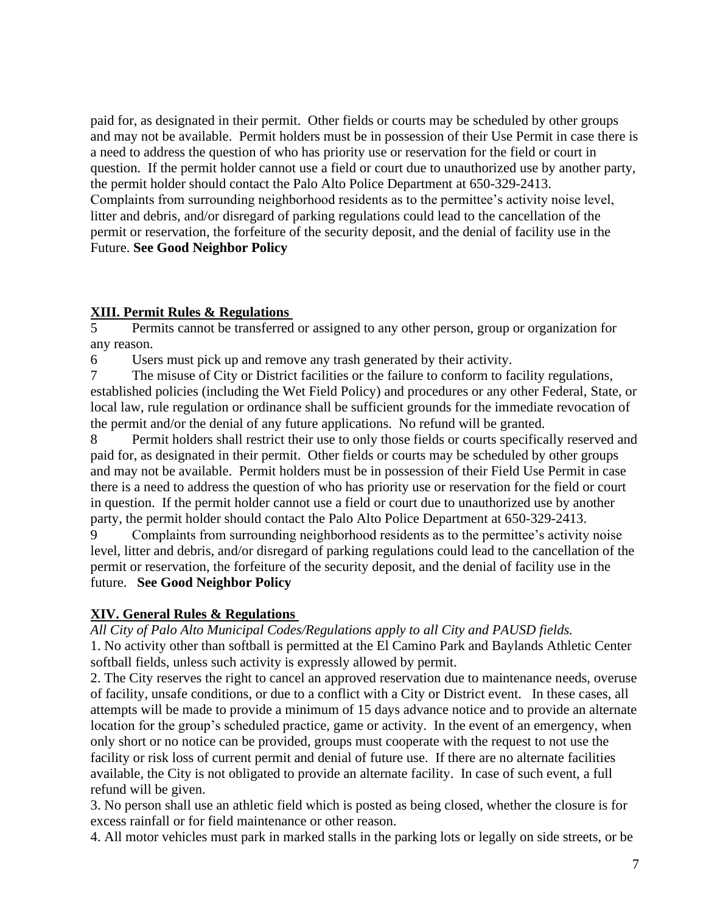paid for, as designated in their permit. Other fields or courts may be scheduled by other groups and may not be available. Permit holders must be in possession of their Use Permit in case there is a need to address the question of who has priority use or reservation for the field or court in question. If the permit holder cannot use a field or court due to unauthorized use by another party, the permit holder should contact the Palo Alto Police Department at 650-329-2413.
Complaints from surrounding neighborhood residents as to the permittee's activity noise level, litter and debris, and/or disregard of parking regulations could lead to the cancellation of the permit or reservation, the forfeiture of the security deposit, and the denial of facility use in the Future. **See Good Neighbor Policy**

## XIII. Permit Rules & Regulations

5 Permits cannot be transferred or assigned to any other person, group or organization for any reason.

6 Users must pick up and remove any trash generated by their activity.

7 The misuse of City or District facilities or the failure to conform to facility regulations, established policies (including the Wet Field Policy) and procedures or any other Federal, State, or local law, rule regulation or ordinance shall be sufficient grounds for the immediate revocation of the permit and/or the denial of any future applications. No refund will be granted.

8 Permit holders shall restrict their use to only those fields or courts specifically reserved and paid for, as designated in their permit. Other fields or courts may be scheduled by other groups and may not be available. Permit holders must be in possession of their Field Use Permit in case there is a need to address the question of who has priority use or reservation for the field or court in question. If the permit holder cannot use a field or court due to unauthorized use by another party, the permit holder should contact the Palo Alto Police Department at 650-329-2413.

9 Complaints from surrounding neighborhood residents as to the permittee's activity noise level, litter and debris, and/or disregard of parking regulations could lead to the cancellation of the permit or reservation, the forfeiture of the security deposit, and the denial of facility use in the future. **See Good Neighbor Policy**

## XIV. General Rules & Regulations

*All City of Palo Alto Municipal Codes/Regulations apply to all City and PAUSD fields.*

1. No activity other than softball is permitted at the El Camino Park and Baylands Athletic Center softball fields, unless such activity is expressly allowed by permit.
2. The City reserves the right to cancel an approved reservation due to maintenance needs, overuse of facility, unsafe conditions, or due to a conflict with a City or District event. In these cases, all attempts will be made to provide a minimum of 15 days advance notice and to provide an alternate location for the group's scheduled practice, game or activity. In the event of an emergency, when only short or no notice can be provided, groups must cooperate with the request to not use the facility or risk loss of current permit and denial of future use. If there are no alternate facilities available, the City is not obligated to provide an alternate facility. In case of such event, a full refund will be given.
3. No person shall use an athletic field which is posted as being closed, whether the closure is for excess rainfall or for field maintenance or other reason.
4. All motor vehicles must park in marked stalls in the parking lots or legally on side streets, or be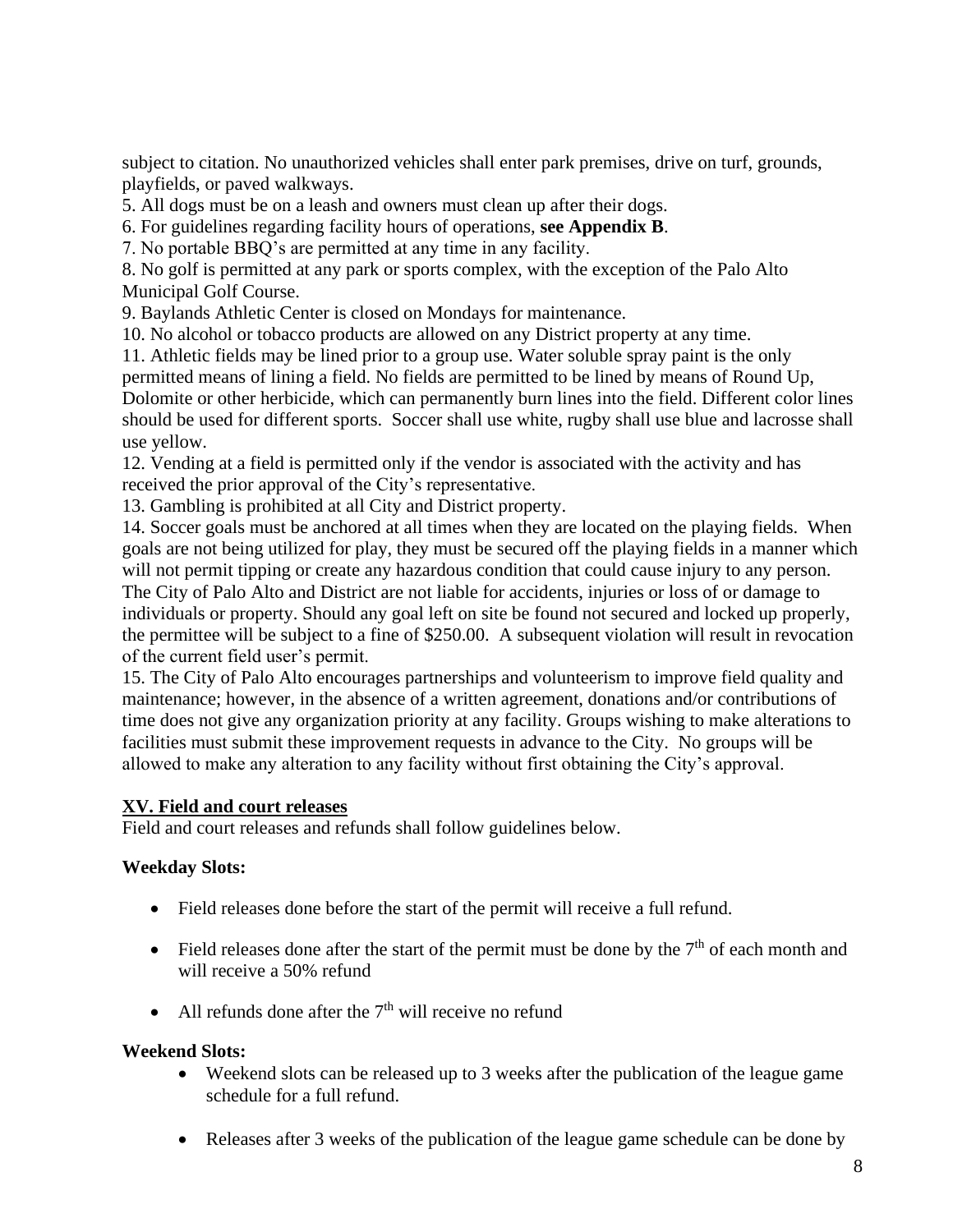subject to citation. No unauthorized vehicles shall enter park premises, drive on turf, grounds, playfields, or paved walkways.

5. All dogs must be on a leash and owners must clean up after their dogs.
6. For guidelines regarding facility hours of operations, **see Appendix B**.
7. No portable BBQ's are permitted at any time in any facility.
8. No golf is permitted at any park or sports complex, with the exception of the Palo Alto Municipal Golf Course.
9. Baylands Athletic Center is closed on Mondays for maintenance.
10. No alcohol or tobacco products are allowed on any District property at any time.
11. Athletic fields may be lined prior to a group use. Water soluble spray paint is the only permitted means of lining a field. No fields are permitted to be lined by means of Round Up, Dolomite or other herbicide, which can permanently burn lines into the field. Different color lines should be used for different sports. Soccer shall use white, rugby shall use blue and lacrosse shall use yellow.
12. Vending at a field is permitted only if the vendor is associated with the activity and has received the prior approval of the City's representative.
13. Gambling is prohibited at all City and District property.
14. Soccer goals must be anchored at all times when they are located on the playing fields. When goals are not being utilized for play, they must be secured off the playing fields in a manner which will not permit tipping or create any hazardous condition that could cause injury to any person. The City of Palo Alto and District are not liable for accidents, injuries or loss of or damage to individuals or property. Should any goal left on site be found not secured and locked up properly, the permittee will be subject to a fine of $250.00. A subsequent violation will result in revocation of the current field user's permit.
15. The City of Palo Alto encourages partnerships and volunteerism to improve field quality and maintenance; however, in the absence of a written agreement, donations and/or contributions of time does not give any organization priority at any facility. Groups wishing to make alterations to facilities must submit these improvement requests in advance to the City. No groups will be allowed to make any alteration to any facility without first obtaining the City's approval.

## XV. Field and court releases

Field and court releases and refunds shall follow guidelines below.

**Weekday Slots:**

- Field releases done before the start of the permit will receive a full refund.
- Field releases done after the start of the permit must be done by the 7th of each month and will receive a 50% refund
- All refunds done after the 7th will receive no refund

**Weekend Slots:**

- Weekend slots can be released up to 3 weeks after the publication of the league game schedule for a full refund.
- Releases after 3 weeks of the publication of the league game schedule can be done by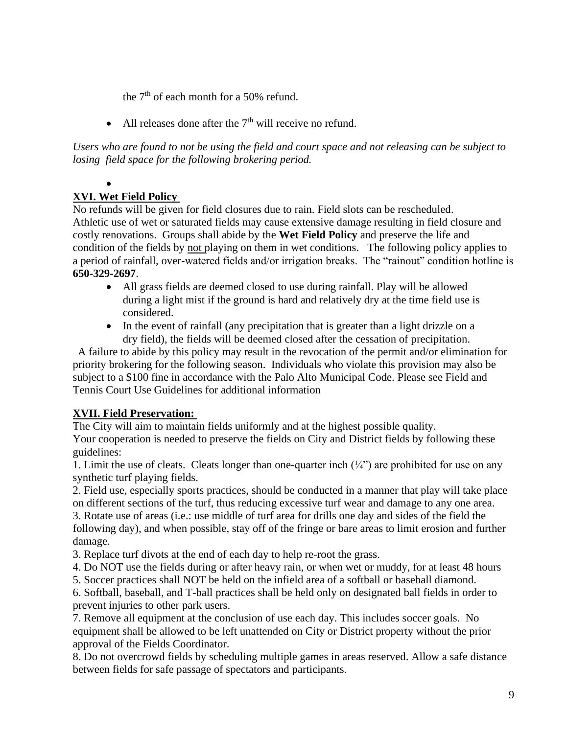the 7th of each month for a 50% refund.

- All releases done after the 7th will receive no refund.

*Users who are found to not be using the field and court space and not releasing can be subject to losing field space for the following brokering period.*

## XVI. Wet Field Policy

No refunds will be given for field closures due to rain. Field slots can be rescheduled. Athletic use of wet or saturated fields may cause extensive damage resulting in field closure and costly renovations. Groups shall abide by the **Wet Field Policy** and preserve the life and condition of the fields by not playing on them in wet conditions. The following policy applies to a period of rainfall, over-watered fields and/or irrigation breaks. The "rainout" condition hotline is **650-329-2697**.

- All grass fields are deemed closed to use during rainfall. Play will be allowed during a light mist if the ground is hard and relatively dry at the time field use is considered.
- In the event of rainfall (any precipitation that is greater than a light drizzle on a dry field), the fields will be deemed closed after the cessation of precipitation.

A failure to abide by this policy may result in the revocation of the permit and/or elimination for priority brokering for the following season. Individuals who violate this provision may also be subject to a $100 fine in accordance with the Palo Alto Municipal Code. Please see Field and Tennis Court Use Guidelines for additional information

## XVII. Field Preservation:

The City will aim to maintain fields uniformly and at the highest possible quality.
Your cooperation is needed to preserve the fields on City and District fields by following these guidelines:

1. Limit the use of cleats. Cleats longer than one-quarter inch (¼") are prohibited for use on any synthetic turf playing fields.
2. Field use, especially sports practices, should be conducted in a manner that play will take place on different sections of the turf, thus reducing excessive turf wear and damage to any one area.
3. Rotate use of areas (i.e.: use middle of turf area for drills one day and sides of the field the following day), and when possible, stay off of the fringe or bare areas to limit erosion and further damage.
3. Replace turf divots at the end of each day to help re-root the grass.
4. Do NOT use the fields during or after heavy rain, or when wet or muddy, for at least 48 hours
5. Soccer practices shall NOT be held on the infield area of a softball or baseball diamond.
6. Softball, baseball, and T-ball practices shall be held only on designated ball fields in order to prevent injuries to other park users.
7. Remove all equipment at the conclusion of use each day. This includes soccer goals. No equipment shall be allowed to be left unattended on City or District property without the prior approval of the Fields Coordinator.
8. Do not overcrowd fields by scheduling multiple games in areas reserved. Allow a safe distance between fields for safe passage of spectators and participants.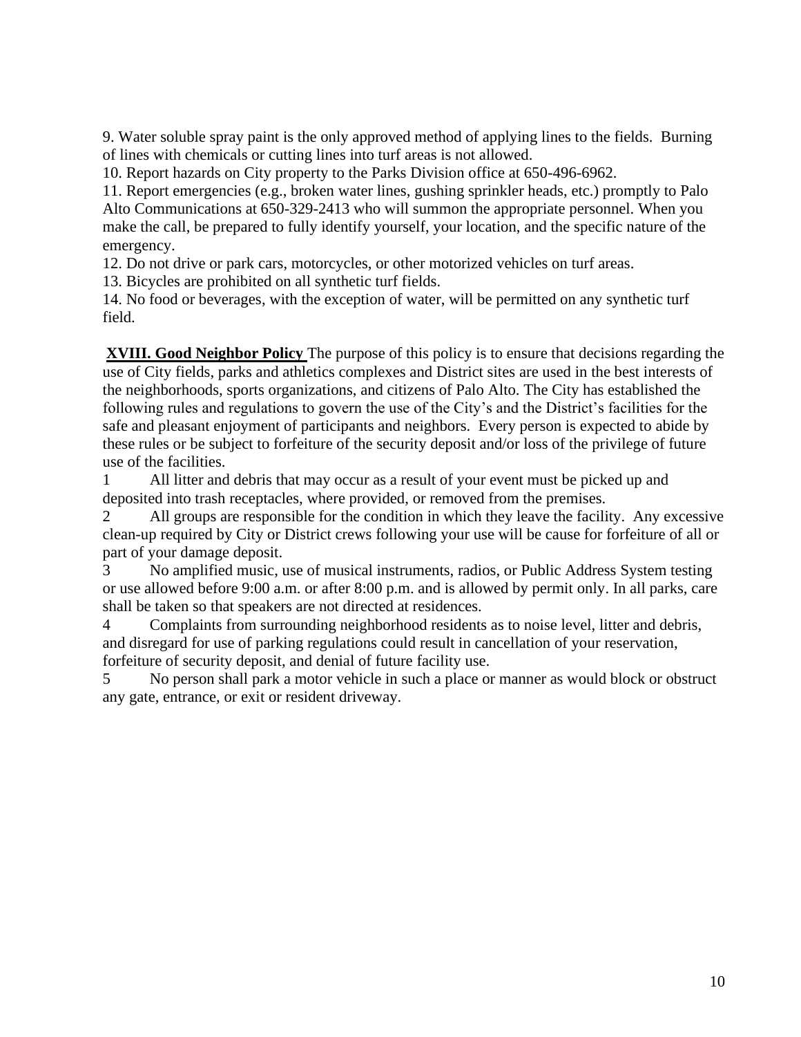9. Water soluble spray paint is the only approved method of applying lines to the fields. Burning of lines with chemicals or cutting lines into turf areas is not allowed.
10. Report hazards on City property to the Parks Division office at 650-496-6962.
11. Report emergencies (e.g., broken water lines, gushing sprinkler heads, etc.) promptly to Palo Alto Communications at 650-329-2413 who will summon the appropriate personnel. When you make the call, be prepared to fully identify yourself, your location, and the specific nature of the emergency.
12. Do not drive or park cars, motorcycles, or other motorized vehicles on turf areas.
13. Bicycles are prohibited on all synthetic turf fields.
14. No food or beverages, with the exception of water, will be permitted on any synthetic turf field.

**XVIII. Good Neighbor Policy** The purpose of this policy is to ensure that decisions regarding the use of City fields, parks and athletics complexes and District sites are used in the best interests of the neighborhoods, sports organizations, and citizens of Palo Alto. The City has established the following rules and regulations to govern the use of the City's and the District's facilities for the safe and pleasant enjoyment of participants and neighbors. Every person is expected to abide by these rules or be subject to forfeiture of the security deposit and/or loss of the privilege of future use of the facilities.

1 All litter and debris that may occur as a result of your event must be picked up and deposited into trash receptacles, where provided, or removed from the premises.

2 All groups are responsible for the condition in which they leave the facility. Any excessive clean-up required by City or District crews following your use will be cause for forfeiture of all or part of your damage deposit.

3 No amplified music, use of musical instruments, radios, or Public Address System testing or use allowed before 9:00 a.m. or after 8:00 p.m. and is allowed by permit only. In all parks, care shall be taken so that speakers are not directed at residences.

4 Complaints from surrounding neighborhood residents as to noise level, litter and debris, and disregard for use of parking regulations could result in cancellation of your reservation, forfeiture of security deposit, and denial of future facility use.

5 No person shall park a motor vehicle in such a place or manner as would block or obstruct any gate, entrance, or exit or resident driveway.